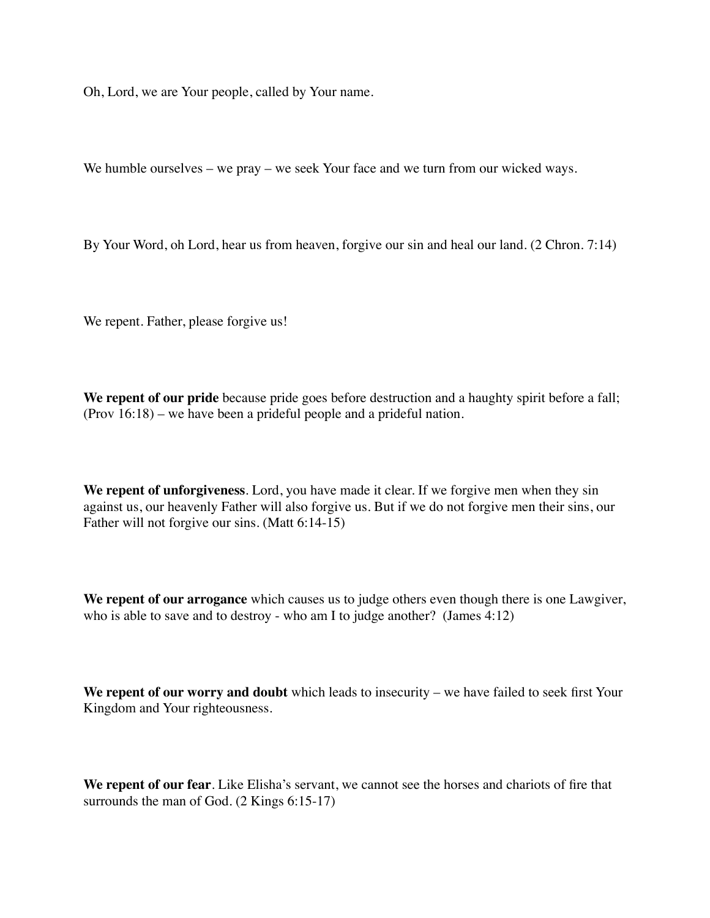Oh, Lord, we are Your people, called by Your name.

We humble ourselves – we pray – we seek Your face and we turn from our wicked ways.

By Your Word, oh Lord, hear us from heaven, forgive our sin and heal our land. (2 Chron. 7:14)

We repent. Father, please forgive us!

**We repent of our pride** because pride goes before destruction and a haughty spirit before a fall; (Prov 16:18) – we have been a prideful people and a prideful nation.

**We repent of unforgiveness**. Lord, you have made it clear. If we forgive men when they sin against us, our heavenly Father will also forgive us. But if we do not forgive men their sins, our Father will not forgive our sins. (Matt 6:14-15)

**We repent of our arrogance** which causes us to judge others even though there is one Lawgiver, who is able to save and to destroy - who am I to judge another? (James 4:12)

**We repent of our worry and doubt** which leads to insecurity – we have failed to seek first Your Kingdom and Your righteousness.

**We repent of our fear**. Like Elisha's servant, we cannot see the horses and chariots of fire that surrounds the man of God. (2 Kings 6:15-17)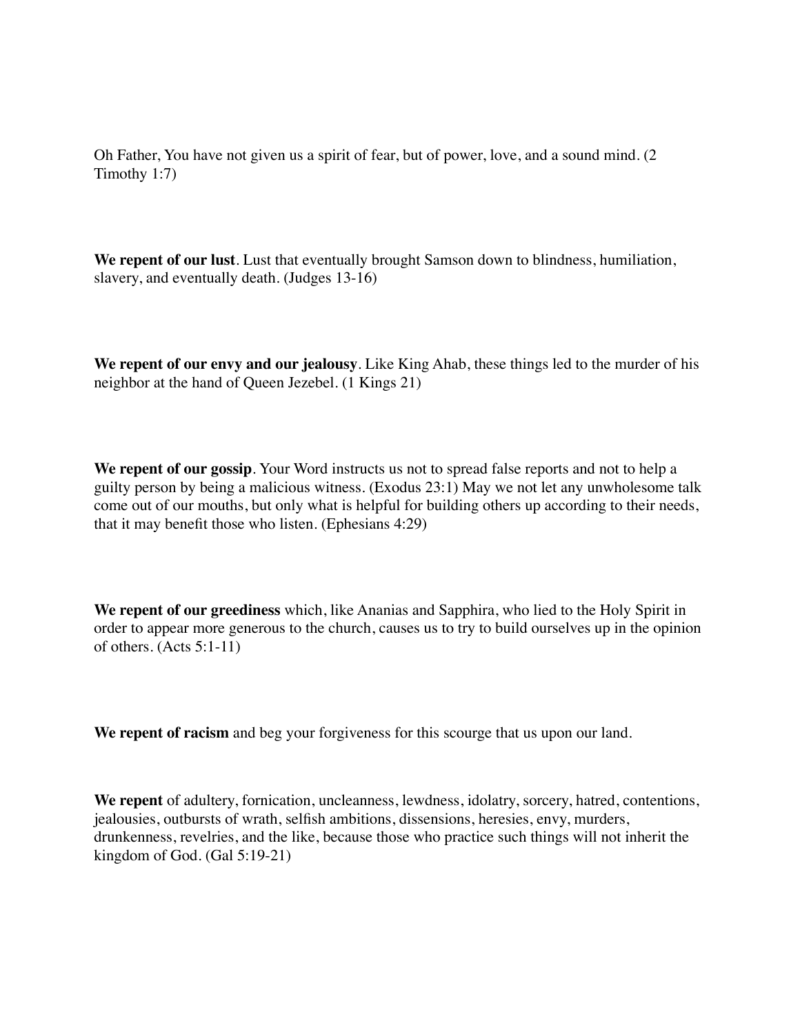Oh Father, You have not given us a spirit of fear, but of power, love, and a sound mind. (2 Timothy 1:7)

**We repent of our lust**. Lust that eventually brought Samson down to blindness, humiliation, slavery, and eventually death. (Judges 13-16)

**We repent of our envy and our jealousy**. Like King Ahab, these things led to the murder of his neighbor at the hand of Queen Jezebel. (1 Kings 21)

**We repent of our gossip**. Your Word instructs us not to spread false reports and not to help a guilty person by being a malicious witness. (Exodus 23:1) May we not let any unwholesome talk come out of our mouths, but only what is helpful for building others up according to their needs, that it may benefit those who listen. (Ephesians 4:29)

**We repent of our greediness** which, like Ananias and Sapphira, who lied to the Holy Spirit in order to appear more generous to the church, causes us to try to build ourselves up in the opinion of others. (Acts 5:1-11)

**We repent of racism** and beg your forgiveness for this scourge that us upon our land.

**We repent** of adultery, fornication, uncleanness, lewdness, idolatry, sorcery, hatred, contentions, jealousies, outbursts of wrath, selfish ambitions, dissensions, heresies, envy, murders, drunkenness, revelries, and the like, because those who practice such things will not inherit the kingdom of God. (Gal 5:19-21)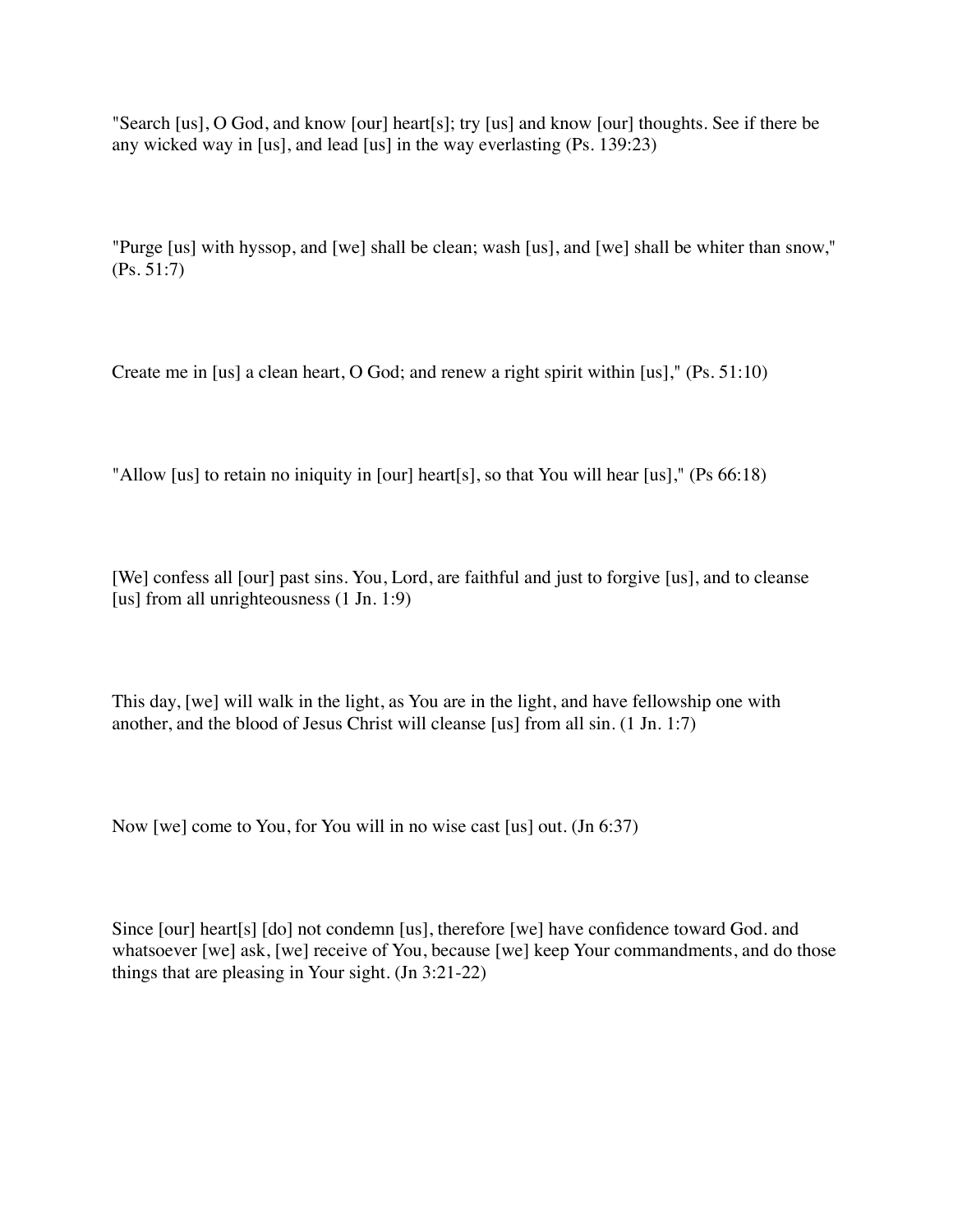"Search [us], O God, and know [our] heart[s]; try [us] and know [our] thoughts. See if there be any wicked way in [us], and lead [us] in the way everlasting (Ps. 139:23)

"Purge [us] with hyssop, and [we] shall be clean; wash [us], and [we] shall be whiter than snow," (Ps. 51:7)

Create me in [us] a clean heart, O God; and renew a right spirit within [us]," (Ps. 51:10)

"Allow [us] to retain no iniquity in [our] heart[s], so that You will hear [us]," (Ps 66:18)

[We] confess all [our] past sins. You, Lord, are faithful and just to forgive [us], and to cleanse [us] from all unrighteousness (1 Jn. 1:9)

This day, [we] will walk in the light, as You are in the light, and have fellowship one with another, and the blood of Jesus Christ will cleanse [us] from all sin. (1 Jn. 1:7)

Now [we] come to You, for You will in no wise cast [us] out. (Jn 6:37)

Since [our] heart[s] [do] not condemn [us], therefore [we] have confidence toward God. and whatsoever [we] ask, [we] receive of You, because [we] keep Your commandments, and do those things that are pleasing in Your sight. (Jn 3:21-22)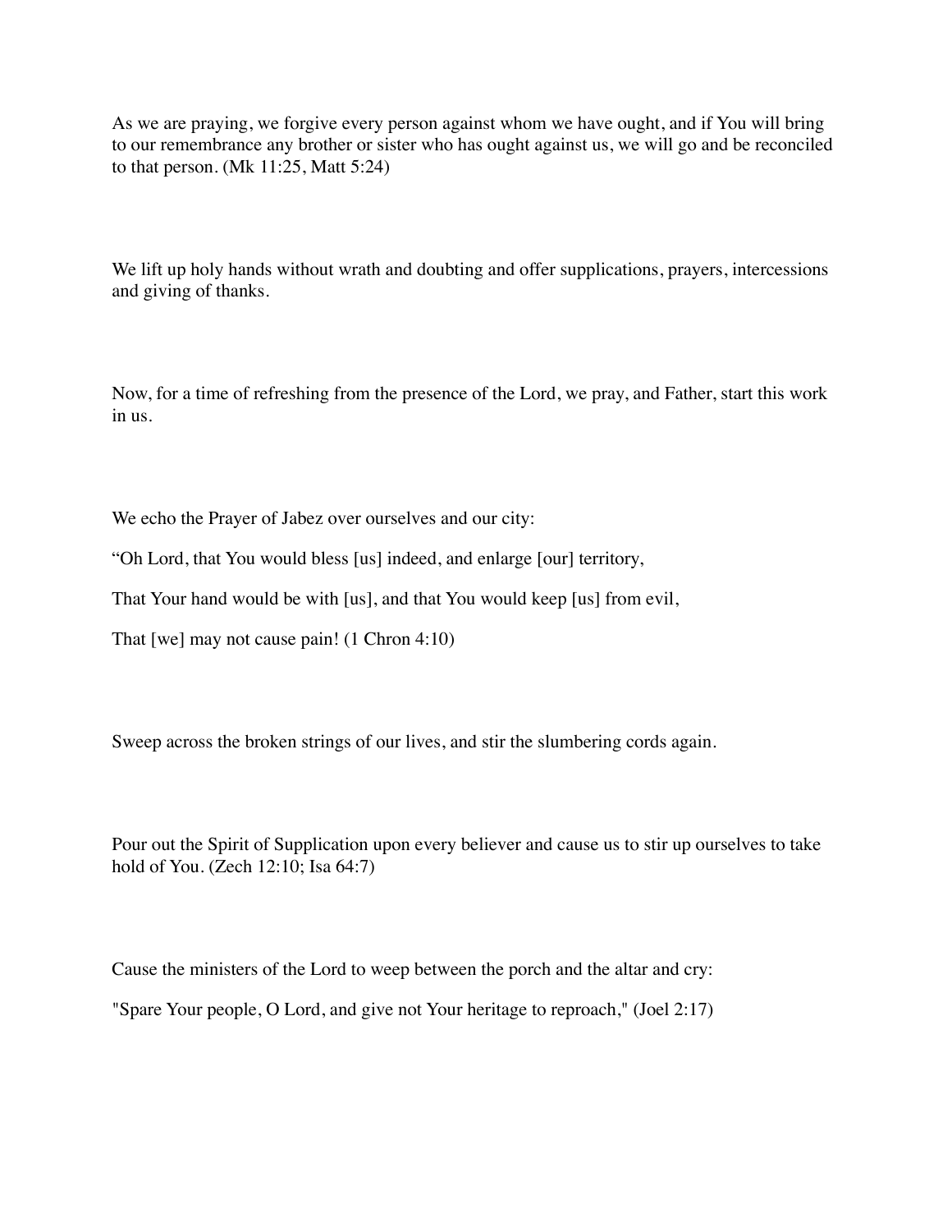As we are praying, we forgive every person against whom we have ought, and if You will bring to our remembrance any brother or sister who has ought against us, we will go and be reconciled to that person. (Mk 11:25, Matt 5:24)

We lift up holy hands without wrath and doubting and offer supplications, prayers, intercessions and giving of thanks.

Now, for a time of refreshing from the presence of the Lord, we pray, and Father, start this work in us.

We echo the Prayer of Jabez over ourselves and our city:

“Oh Lord, that You would bless [us] indeed, and enlarge [our] territory,

That Your hand would be with [us], and that You would keep [us] from evil,

That [we] may not cause pain! (1 Chron 4:10)

Sweep across the broken strings of our lives, and stir the slumbering cords again.

Pour out the Spirit of Supplication upon every believer and cause us to stir up ourselves to take hold of You. (Zech 12:10; Isa 64:7)

Cause the ministers of the Lord to weep between the porch and the altar and cry:

"Spare Your people, O Lord, and give not Your heritage to reproach," (Joel 2:17)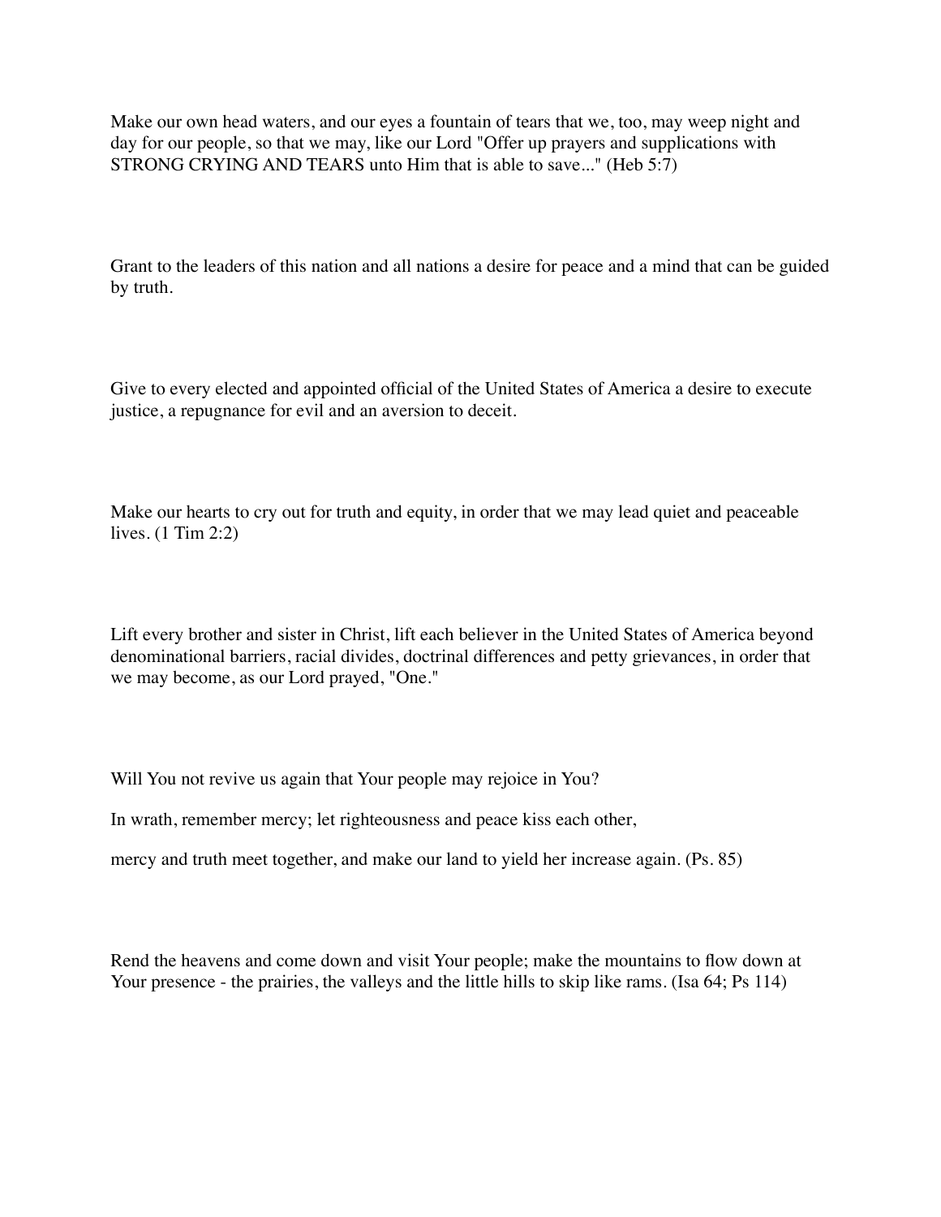Make our own head waters, and our eyes a fountain of tears that we, too, may weep night and day for our people, so that we may, like our Lord "Offer up prayers and supplications with STRONG CRYING AND TEARS unto Him that is able to save..." (Heb 5:7)

Grant to the leaders of this nation and all nations a desire for peace and a mind that can be guided by truth.

Give to every elected and appointed official of the United States of America a desire to execute justice, a repugnance for evil and an aversion to deceit.

Make our hearts to cry out for truth and equity, in order that we may lead quiet and peaceable lives. (1 Tim 2:2)

Lift every brother and sister in Christ, lift each believer in the United States of America beyond denominational barriers, racial divides, doctrinal differences and petty grievances, in order that we may become, as our Lord prayed, "One."

Will You not revive us again that Your people may rejoice in You?

In wrath, remember mercy; let righteousness and peace kiss each other,

mercy and truth meet together, and make our land to yield her increase again. (Ps. 85)

Rend the heavens and come down and visit Your people; make the mountains to flow down at Your presence - the prairies, the valleys and the little hills to skip like rams. (Isa 64; Ps 114)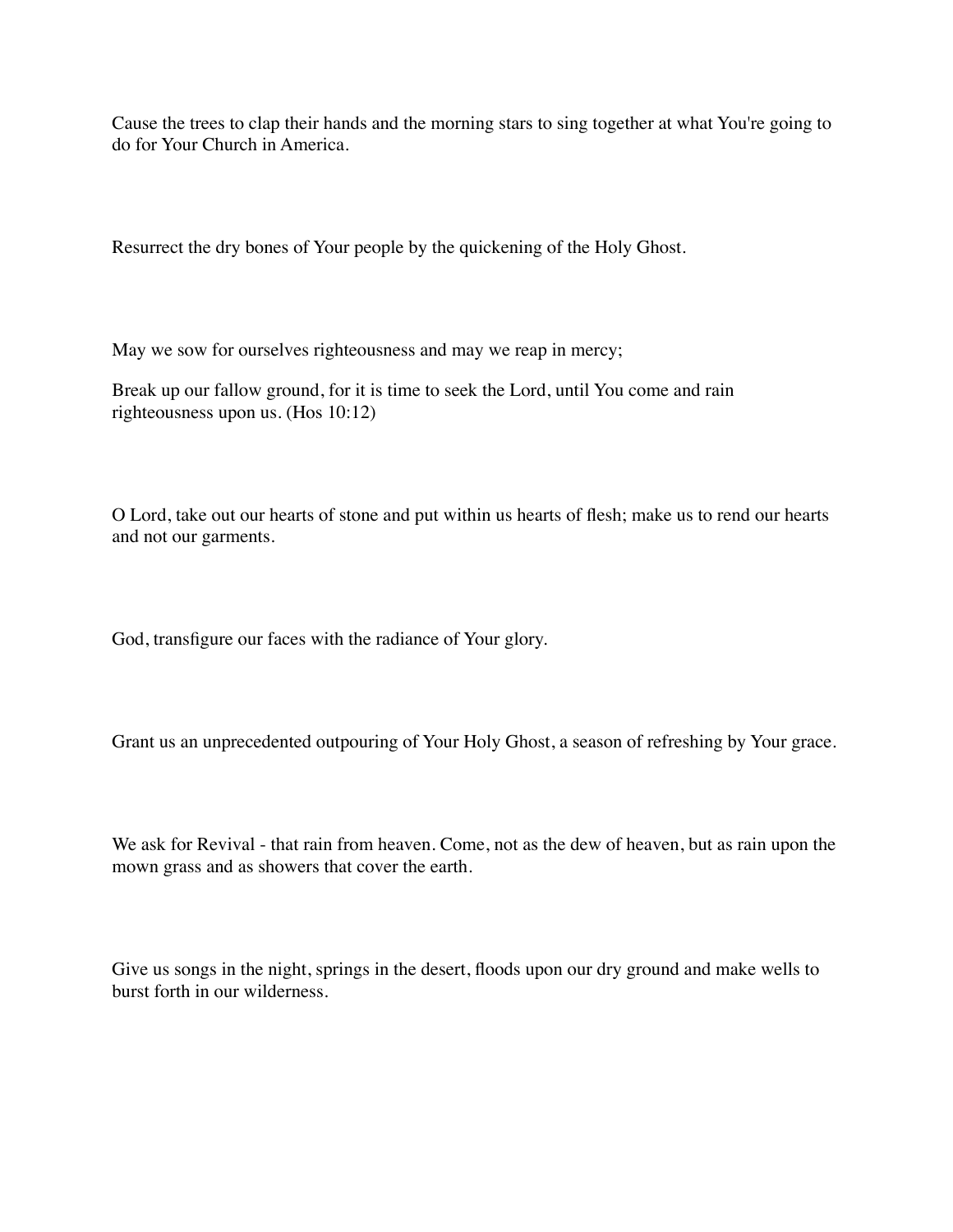Cause the trees to clap their hands and the morning stars to sing together at what You're going to do for Your Church in America.

Resurrect the dry bones of Your people by the quickening of the Holy Ghost.

May we sow for ourselves righteousness and may we reap in mercy;

Break up our fallow ground, for it is time to seek the Lord, until You come and rain righteousness upon us. (Hos 10:12)

O Lord, take out our hearts of stone and put within us hearts of flesh; make us to rend our hearts and not our garments.

God, transfigure our faces with the radiance of Your glory.

Grant us an unprecedented outpouring of Your Holy Ghost, a season of refreshing by Your grace.

We ask for Revival - that rain from heaven. Come, not as the dew of heaven, but as rain upon the mown grass and as showers that cover the earth.

Give us songs in the night, springs in the desert, floods upon our dry ground and make wells to burst forth in our wilderness.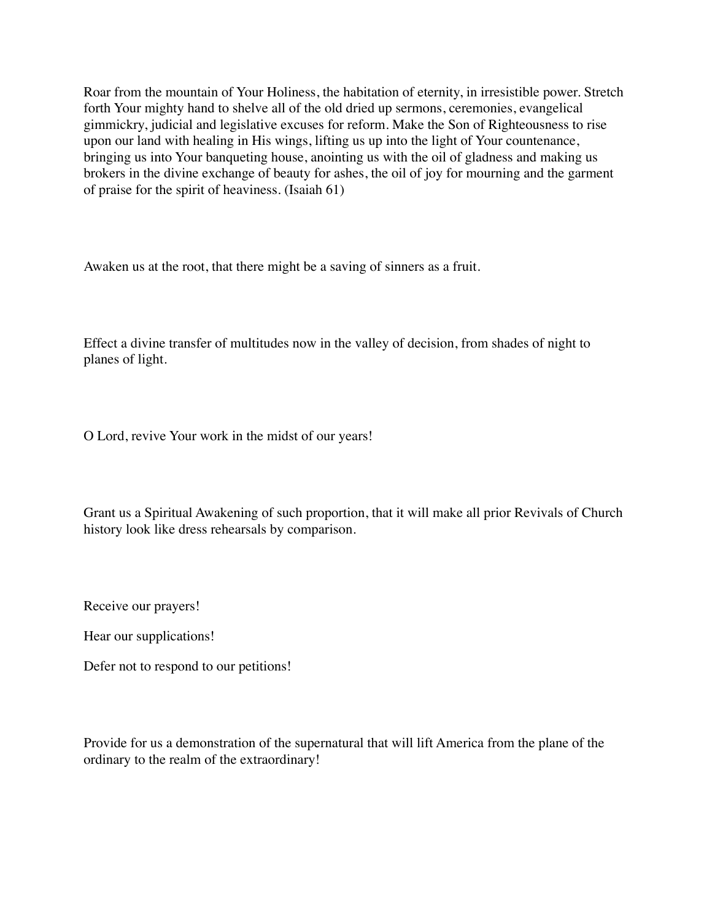Roar from the mountain of Your Holiness, the habitation of eternity, in irresistible power. Stretch forth Your mighty hand to shelve all of the old dried up sermons, ceremonies, evangelical gimmickry, judicial and legislative excuses for reform. Make the Son of Righteousness to rise upon our land with healing in His wings, lifting us up into the light of Your countenance, bringing us into Your banqueting house, anointing us with the oil of gladness and making us brokers in the divine exchange of beauty for ashes, the oil of joy for mourning and the garment of praise for the spirit of heaviness. (Isaiah 61)

Awaken us at the root, that there might be a saving of sinners as a fruit.

Effect a divine transfer of multitudes now in the valley of decision, from shades of night to planes of light.

O Lord, revive Your work in the midst of our years!

Grant us a Spiritual Awakening of such proportion, that it will make all prior Revivals of Church history look like dress rehearsals by comparison.

Receive our prayers!

Hear our supplications!

Defer not to respond to our petitions!

Provide for us a demonstration of the supernatural that will lift America from the plane of the ordinary to the realm of the extraordinary!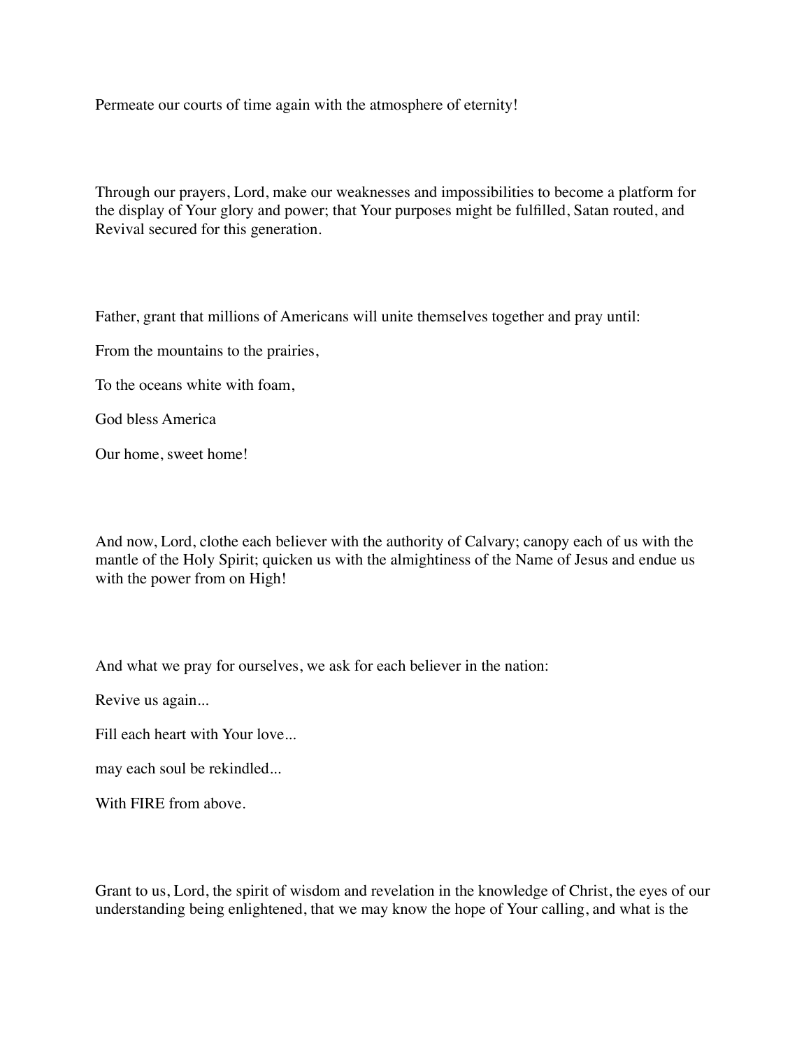Permeate our courts of time again with the atmosphere of eternity!

Through our prayers, Lord, make our weaknesses and impossibilities to become a platform for the display of Your glory and power; that Your purposes might be fulfilled, Satan routed, and Revival secured for this generation.

Father, grant that millions of Americans will unite themselves together and pray until:

From the mountains to the prairies,

To the oceans white with foam,

God bless America

Our home, sweet home!

And now, Lord, clothe each believer with the authority of Calvary; canopy each of us with the mantle of the Holy Spirit; quicken us with the almightiness of the Name of Jesus and endue us with the power from on High!

And what we pray for ourselves, we ask for each believer in the nation:

Revive us again...

Fill each heart with Your love...

may each soul be rekindled...

With FIRE from above.

Grant to us, Lord, the spirit of wisdom and revelation in the knowledge of Christ, the eyes of our understanding being enlightened, that we may know the hope of Your calling, and what is the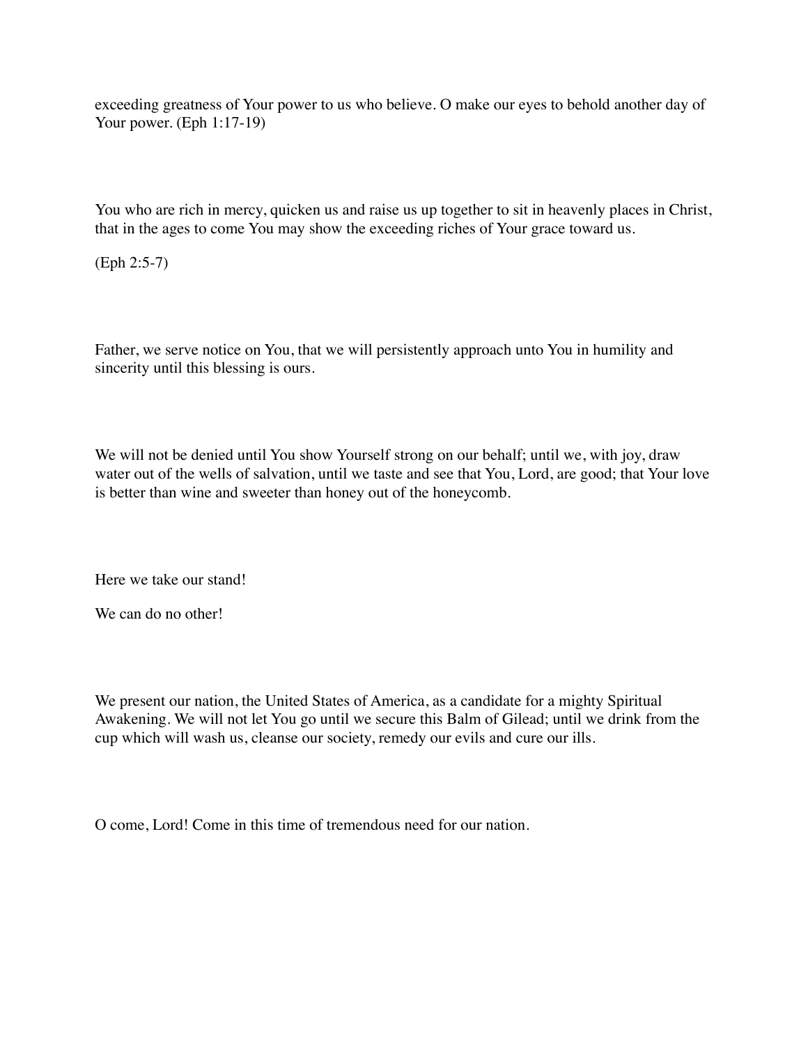exceeding greatness of Your power to us who believe. O make our eyes to behold another day of Your power. (Eph 1:17-19)

You who are rich in mercy, quicken us and raise us up together to sit in heavenly places in Christ, that in the ages to come You may show the exceeding riches of Your grace toward us.

(Eph 2:5-7)

Father, we serve notice on You, that we will persistently approach unto You in humility and sincerity until this blessing is ours.

We will not be denied until You show Yourself strong on our behalf; until we, with joy, draw water out of the wells of salvation, until we taste and see that You, Lord, are good; that Your love is better than wine and sweeter than honey out of the honeycomb.

Here we take our stand!

We can do no other!

We present our nation, the United States of America, as a candidate for a mighty Spiritual Awakening. We will not let You go until we secure this Balm of Gilead; until we drink from the cup which will wash us, cleanse our society, remedy our evils and cure our ills.

O come, Lord! Come in this time of tremendous need for our nation.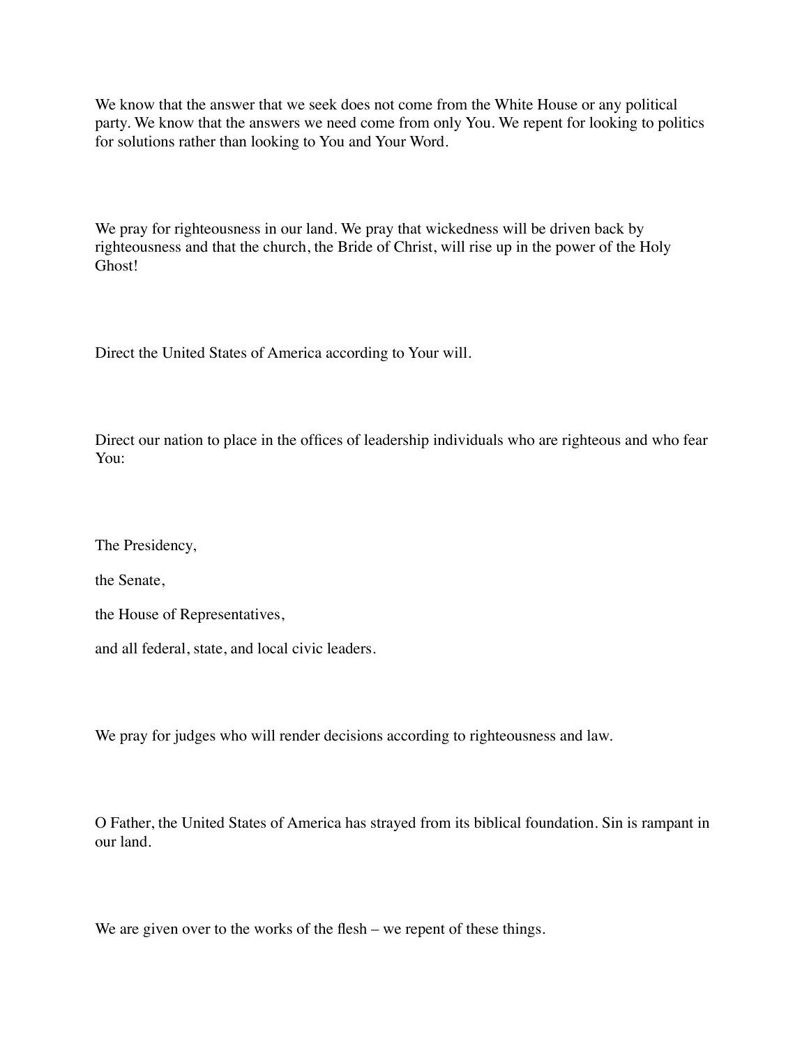We know that the answer that we seek does not come from the White House or any political party. We know that the answers we need come from only You. We repent for looking to politics for solutions rather than looking to You and Your Word.

We pray for righteousness in our land. We pray that wickedness will be driven back by righteousness and that the church, the Bride of Christ, will rise up in the power of the Holy Ghost!

Direct the United States of America according to Your will.

Direct our nation to place in the offices of leadership individuals who are righteous and who fear You:

The Presidency,

the Senate,

the House of Representatives,

and all federal, state, and local civic leaders.

We pray for judges who will render decisions according to righteousness and law.

O Father, the United States of America has strayed from its biblical foundation. Sin is rampant in our land.

We are given over to the works of the flesh – we repent of these things.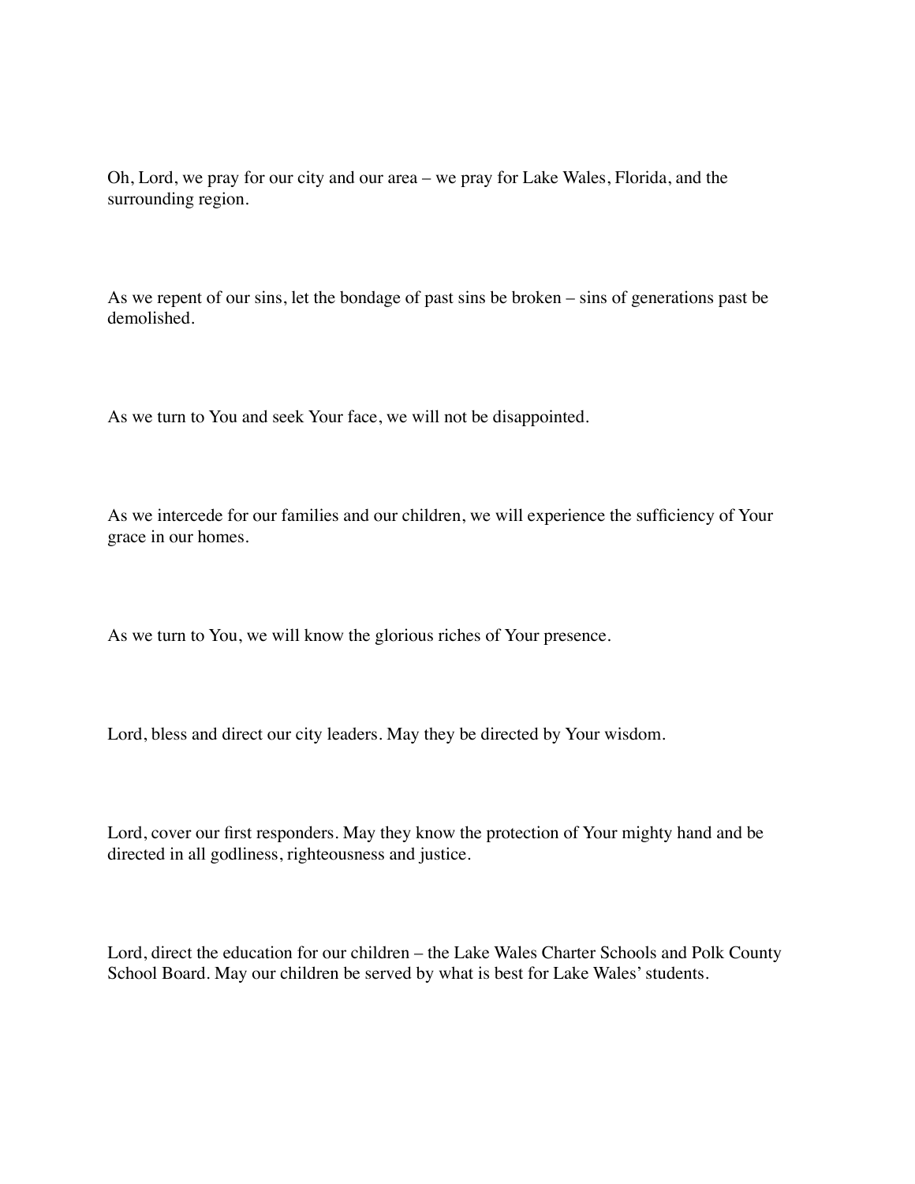Oh, Lord, we pray for our city and our area – we pray for Lake Wales, Florida, and the surrounding region.

As we repent of our sins, let the bondage of past sins be broken – sins of generations past be demolished.

As we turn to You and seek Your face, we will not be disappointed.

As we intercede for our families and our children, we will experience the sufficiency of Your grace in our homes.

As we turn to You, we will know the glorious riches of Your presence.

Lord, bless and direct our city leaders. May they be directed by Your wisdom.

Lord, cover our first responders. May they know the protection of Your mighty hand and be directed in all godliness, righteousness and justice.

Lord, direct the education for our children – the Lake Wales Charter Schools and Polk County School Board. May our children be served by what is best for Lake Wales' students.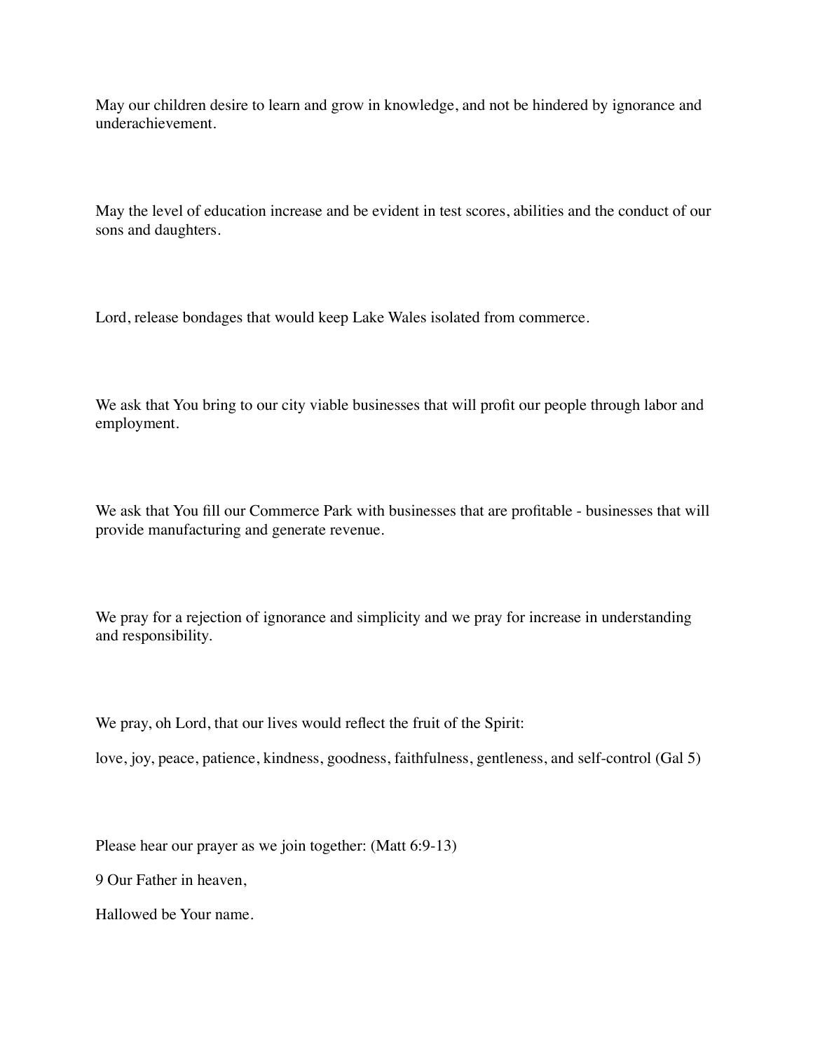May our children desire to learn and grow in knowledge, and not be hindered by ignorance and underachievement.

May the level of education increase and be evident in test scores, abilities and the conduct of our sons and daughters.

Lord, release bondages that would keep Lake Wales isolated from commerce.

We ask that You bring to our city viable businesses that will profit our people through labor and employment.

We ask that You fill our Commerce Park with businesses that are profitable - businesses that will provide manufacturing and generate revenue.

We pray for a rejection of ignorance and simplicity and we pray for increase in understanding and responsibility.

We pray, oh Lord, that our lives would reflect the fruit of the Spirit:

love, joy, peace, patience, kindness, goodness, faithfulness, gentleness, and self-control (Gal 5)

Please hear our prayer as we join together: (Matt 6:9-13)

9 Our Father in heaven,

Hallowed be Your name.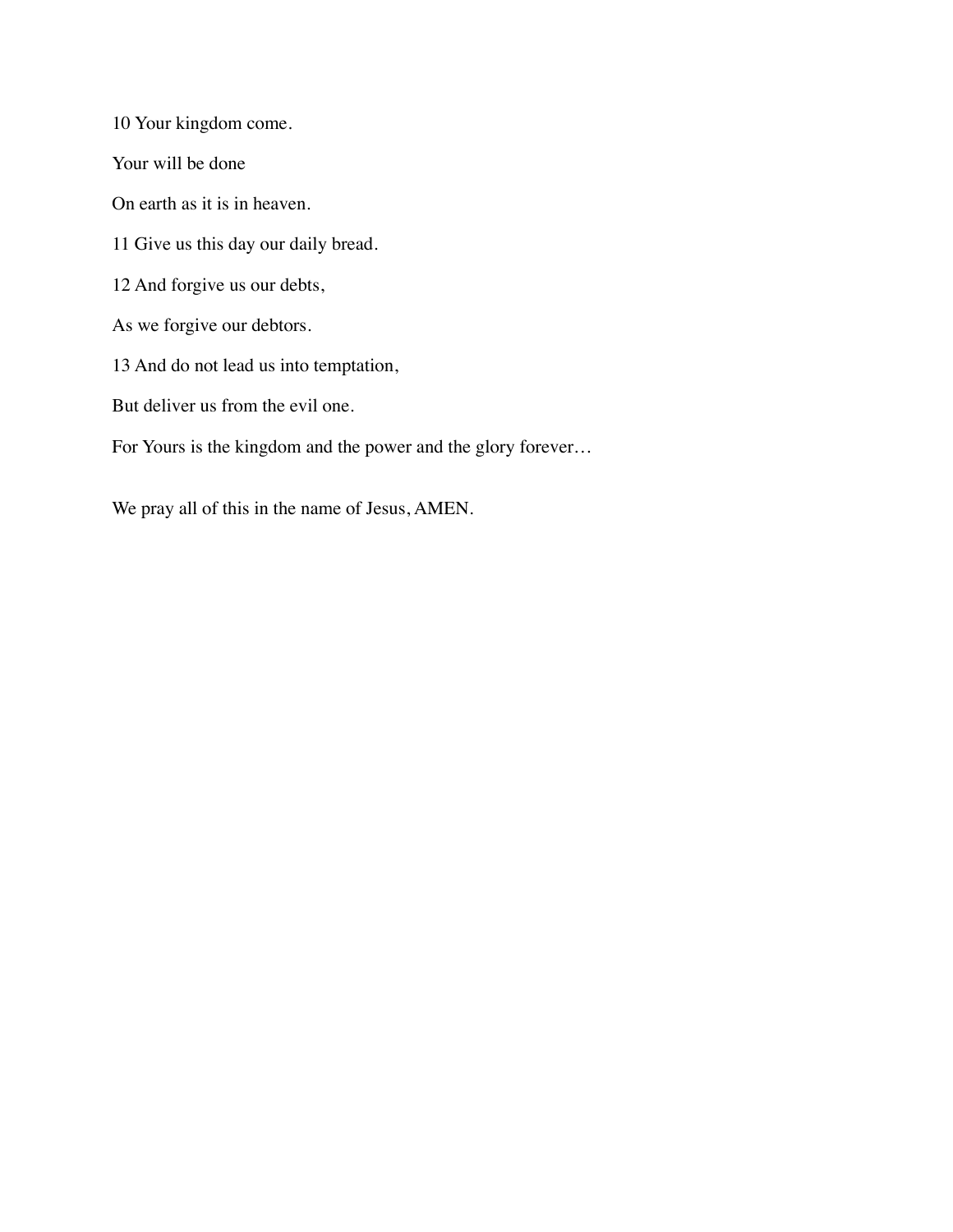10 Your kingdom come.

Your will be done

On earth as it is in heaven.

11 Give us this day our daily bread.

12 And forgive us our debts,

As we forgive our debtors.

13 And do not lead us into temptation,

But deliver us from the evil one.

For Yours is the kingdom and the power and the glory forever…

We pray all of this in the name of Jesus, AMEN.